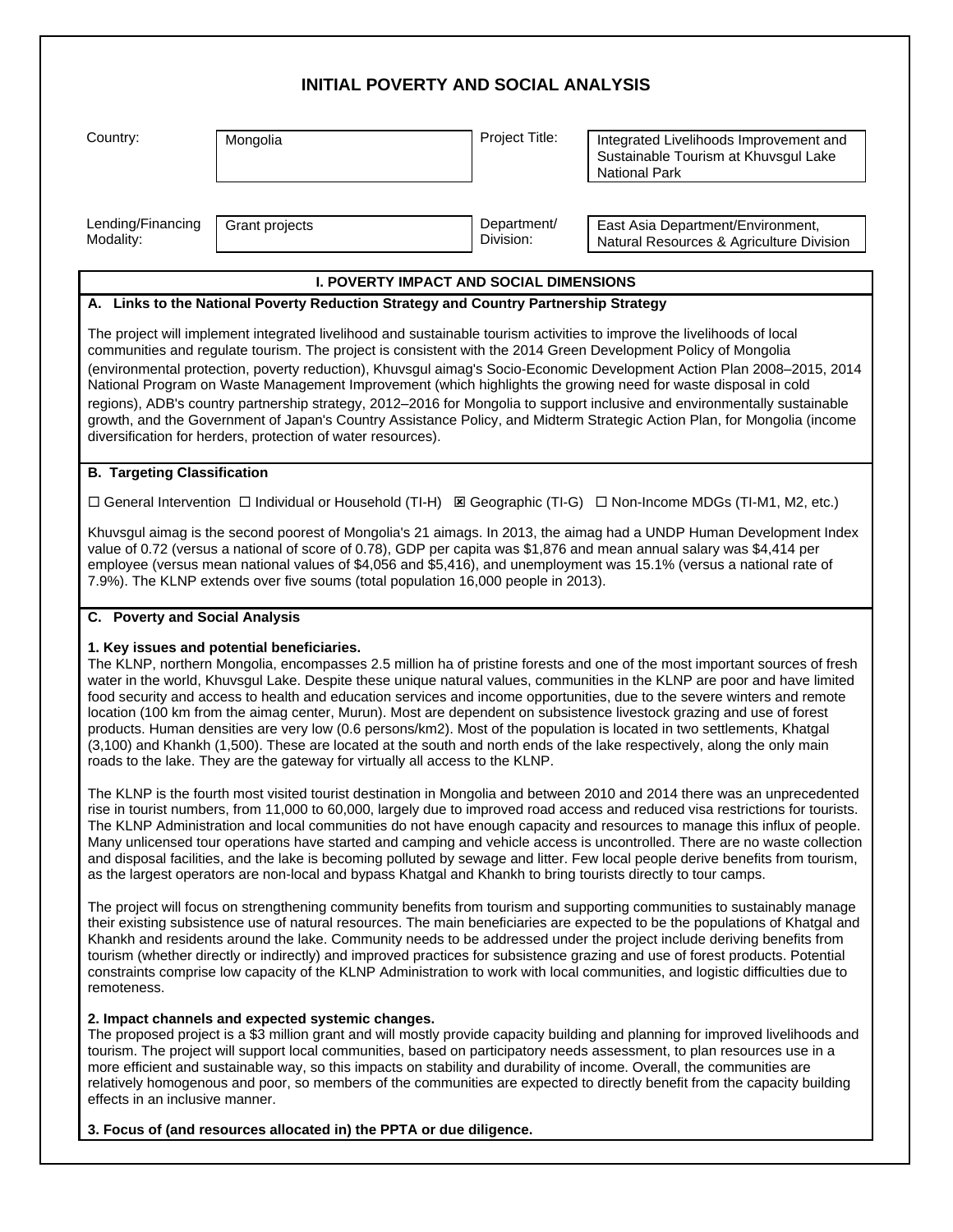# INITIAL POVERTY AND SOCIAL ANALYSIS

| Country: | Mongolia | Project Title: | Integrated Livelihoods Improvement and Sustainable Tourism at Khuvsgul Lake National Park |
|---|---|---|---|
| Lending/Financing Modality: | Grant projects | Department/ Division: | East Asia Department/Environment, Natural Resources & Agriculture Division |

## I. POVERTY IMPACT AND SOCIAL DIMENSIONS

### A. Links to the National Poverty Reduction Strategy and Country Partnership Strategy

The project will implement integrated livelihood and sustainable tourism activities to improve the livelihoods of local communities and regulate tourism. The project is consistent with the 2014 Green Development Policy of Mongolia (environmental protection, poverty reduction), Khuvsgul aimag's Socio-Economic Development Action Plan 2008–2015, 2014 National Program on Waste Management Improvement (which highlights the growing need for waste disposal in cold regions), ADB's country partnership strategy, 2012–2016 for Mongolia to support inclusive and environmentally sustainable growth, and the Government of Japan's Country Assistance Policy, and Midterm Strategic Action Plan, for Mongolia (income diversification for herders, protection of water resources).

### B. Targeting Classification

☐ General Intervention ☐ Individual or Household (TI-H) ☒ Geographic (TI-G) ☐ Non-Income MDGs (TI-M1, M2, etc.)

Khuvsgul aimag is the second poorest of Mongolia's 21 aimags. In 2013, the aimag had a UNDP Human Development Index value of 0.72 (versus a national of score of 0.78), GDP per capita was $1,876 and mean annual salary was $4,414 per employee (versus mean national values of $4,056 and $5,416), and unemployment was 15.1% (versus a national rate of 7.9%). The KLNP extends over five soums (total population 16,000 people in 2013).

### C. Poverty and Social Analysis

**1. Key issues and potential beneficiaries.**
The KLNP, northern Mongolia, encompasses 2.5 million ha of pristine forests and one of the most important sources of fresh water in the world, Khuvsgul Lake. Despite these unique natural values, communities in the KLNP are poor and have limited food security and access to health and education services and income opportunities, due to the severe winters and remote location (100 km from the aimag center, Murun). Most are dependent on subsistence livestock grazing and use of forest products. Human densities are very low (0.6 persons/km2). Most of the population is located in two settlements, Khatgal (3,100) and Khankh (1,500). These are located at the south and north ends of the lake respectively, along the only main roads to the lake. They are the gateway for virtually all access to the KLNP.

The KLNP is the fourth most visited tourist destination in Mongolia and between 2010 and 2014 there was an unprecedented rise in tourist numbers, from 11,000 to 60,000, largely due to improved road access and reduced visa restrictions for tourists. The KLNP Administration and local communities do not have enough capacity and resources to manage this influx of people. Many unlicensed tour operations have started and camping and vehicle access is uncontrolled. There are no waste collection and disposal facilities, and the lake is becoming polluted by sewage and litter. Few local people derive benefits from tourism, as the largest operators are non-local and bypass Khatgal and Khankh to bring tourists directly to tour camps.

The project will focus on strengthening community benefits from tourism and supporting communities to sustainably manage their existing subsistence use of natural resources. The main beneficiaries are expected to be the populations of Khatgal and Khankh and residents around the lake. Community needs to be addressed under the project include deriving benefits from tourism (whether directly or indirectly) and improved practices for subsistence grazing and use of forest products. Potential constraints comprise low capacity of the KLNP Administration to work with local communities, and logistic difficulties due to remoteness.

**2. Impact channels and expected systemic changes.**
The proposed project is a $3 million grant and will mostly provide capacity building and planning for improved livelihoods and tourism. The project will support local communities, based on participatory needs assessment, to plan resources use in a more efficient and sustainable way, so this impacts on stability and durability of income. Overall, the communities are relatively homogenous and poor, so members of the communities are expected to directly benefit from the capacity building effects in an inclusive manner.

**3. Focus of (and resources allocated in) the PPTA or due diligence.**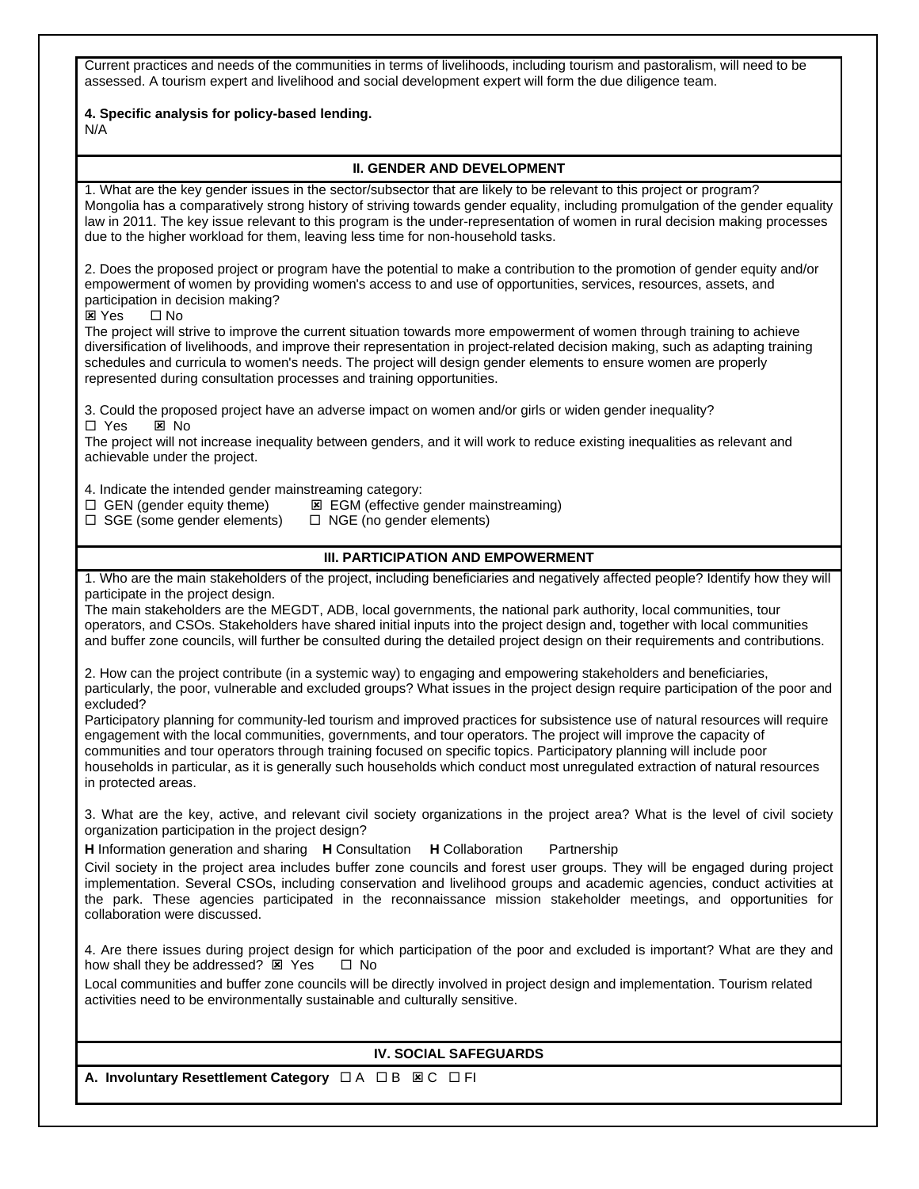Current practices and needs of the communities in terms of livelihoods, including tourism and pastoralism, will need to be assessed. A tourism expert and livelihood and social development expert will form the due diligence team.

**4. Specific analysis for policy-based lending.**
N/A

## II. GENDER AND DEVELOPMENT

1. What are the key gender issues in the sector/subsector that are likely to be relevant to this project or program?
Mongolia has a comparatively strong history of striving towards gender equality, including promulgation of the gender equality law in 2011. The key issue relevant to this program is the under-representation of women in rural decision making processes due to the higher workload for them, leaving less time for non-household tasks.

2. Does the proposed project or program have the potential to make a contribution to the promotion of gender equity and/or empowerment of women by providing women's access to and use of opportunities, services, resources, assets, and participation in decision making?
☒ Yes ☐ No
The project will strive to improve the current situation towards more empowerment of women through training to achieve diversification of livelihoods, and improve their representation in project-related decision making, such as adapting training schedules and curricula to women's needs. The project will design gender elements to ensure women are properly represented during consultation processes and training opportunities.

3. Could the proposed project have an adverse impact on women and/or girls or widen gender inequality?
☐ Yes ☒ No
The project will not increase inequality between genders, and it will work to reduce existing inequalities as relevant and achievable under the project.

4. Indicate the intended gender mainstreaming category:
☐ GEN (gender equity theme) ☒ EGM (effective gender mainstreaming)
☐ SGE (some gender elements) ☐ NGE (no gender elements)

## III. PARTICIPATION AND EMPOWERMENT

1. Who are the main stakeholders of the project, including beneficiaries and negatively affected people? Identify how they will participate in the project design.
The main stakeholders are the MEGDT, ADB, local governments, the national park authority, local communities, tour operators, and CSOs. Stakeholders have shared initial inputs into the project design and, together with local communities and buffer zone councils, will further be consulted during the detailed project design on their requirements and contributions.

2. How can the project contribute (in a systemic way) to engaging and empowering stakeholders and beneficiaries, particularly, the poor, vulnerable and excluded groups? What issues in the project design require participation of the poor and excluded?
Participatory planning for community-led tourism and improved practices for subsistence use of natural resources will require engagement with the local communities, governments, and tour operators. The project will improve the capacity of communities and tour operators through training focused on specific topics. Participatory planning will include poor households in particular, as it is generally such households which conduct most unregulated extraction of natural resources in protected areas.

3. What are the key, active, and relevant civil society organizations in the project area? What is the level of civil society organization participation in the project design?
**H** Information generation and sharing **H** Consultation **H** Collaboration Partnership
Civil society in the project area includes buffer zone councils and forest user groups. They will be engaged during project implementation. Several CSOs, including conservation and livelihood groups and academic agencies, conduct activities at the park. These agencies participated in the reconnaissance mission stakeholder meetings, and opportunities for collaboration were discussed.

4. Are there issues during project design for which participation of the poor and excluded is important? What are they and how shall they be addressed? ☒ Yes ☐ No
Local communities and buffer zone councils will be directly involved in project design and implementation. Tourism related activities need to be environmentally sustainable and culturally sensitive.

## IV. SOCIAL SAFEGUARDS

**A. Involuntary Resettlement Category** ☐ A ☐ B ☒ C ☐ FI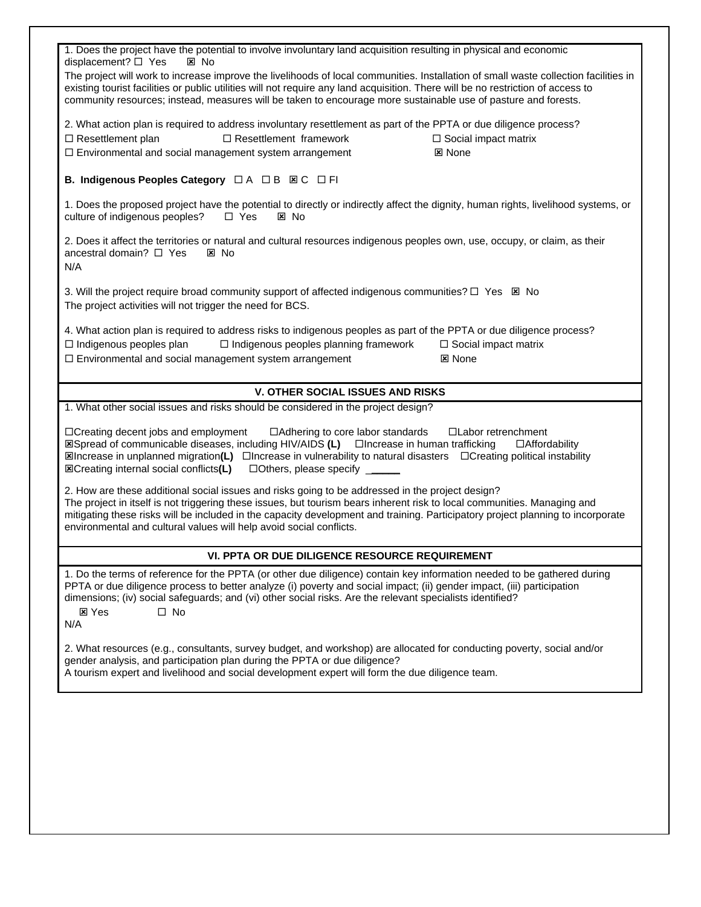1. Does the project have the potential to involve involuntary land acquisition resulting in physical and economic displacement? ☐ Yes ☒ No

The project will work to increase improve the livelihoods of local communities. Installation of small waste collection facilities in existing tourist facilities or public utilities will not require any land acquisition. There will be no restriction of access to community resources; instead, measures will be taken to encourage more sustainable use of pasture and forests.

2. What action plan is required to address involuntary resettlement as part of the PPTA or due diligence process?

☐ Resettlement plan ☐ Resettlement framework ☐ Social impact matrix
☐ Environmental and social management system arrangement ☒ None

**B. Indigenous Peoples Category** ☐ A ☐ B ☒ C ☐ FI

1. Does the proposed project have the potential to directly or indirectly affect the dignity, human rights, livelihood systems, or culture of indigenous peoples? ☐ Yes ☒ No

2. Does it affect the territories or natural and cultural resources indigenous peoples own, use, occupy, or claim, as their ancestral domain? ☐ Yes ☒ No
N/A

3. Will the project require broad community support of affected indigenous communities? ☐ Yes ☒ No
The project activities will not trigger the need for BCS.

4. What action plan is required to address risks to indigenous peoples as part of the PPTA or due diligence process?

☐ Indigenous peoples plan ☐ Indigenous peoples planning framework ☐ Social impact matrix
☐ Environmental and social management system arrangement ☒ None

## V. OTHER SOCIAL ISSUES AND RISKS

1. What other social issues and risks should be considered in the project design?

☐Creating decent jobs and employment ☐Adhering to core labor standards ☐Labor retrenchment
☒Spread of communicable diseases, including HIV/AIDS **(L)** ☐Increase in human trafficking ☐Affordability
☒Increase in unplanned migration**(L)** ☐Increase in vulnerability to natural disasters ☐Creating political instability
☒Creating internal social conflicts**(L)** ☐Others, please specify ______

2. How are these additional social issues and risks going to be addressed in the project design?
The project in itself is not triggering these issues, but tourism bears inherent risk to local communities. Managing and mitigating these risks will be included in the capacity development and training. Participatory project planning to incorporate environmental and cultural values will help avoid social conflicts.

## VI. PPTA OR DUE DILIGENCE RESOURCE REQUIREMENT

1. Do the terms of reference for the PPTA (or other due diligence) contain key information needed to be gathered during PPTA or due diligence process to better analyze (i) poverty and social impact; (ii) gender impact, (iii) participation dimensions; (iv) social safeguards; and (vi) other social risks. Are the relevant specialists identified?

☒ Yes ☐ No
N/A

2. What resources (e.g., consultants, survey budget, and workshop) are allocated for conducting poverty, social and/or gender analysis, and participation plan during the PPTA or due diligence?
A tourism expert and livelihood and social development expert will form the due diligence team.